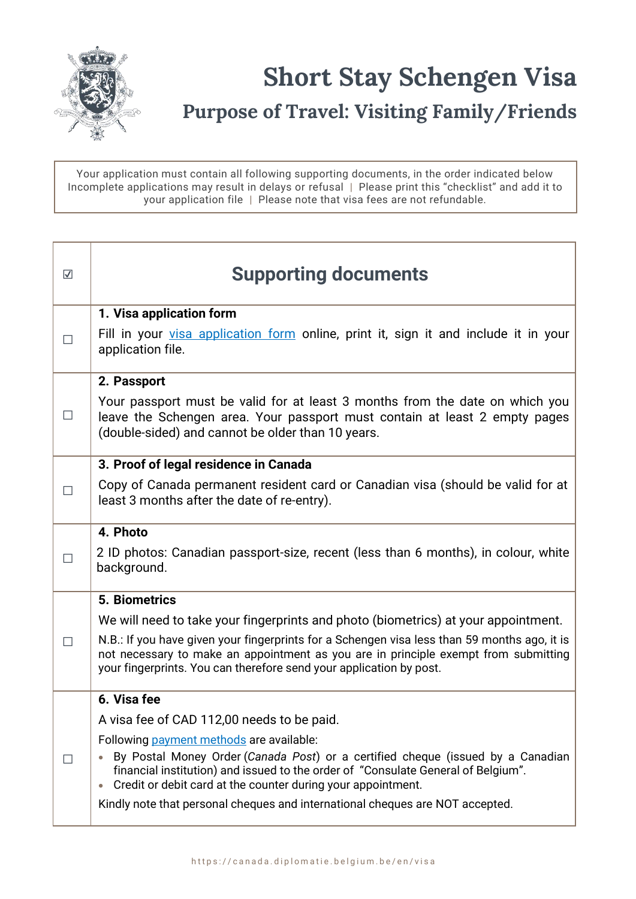# Short Stay Schengen Visa

## Purpose of Travel: Visiting Family/Friends

Your application must contain all following supporting documents, in the order indicated below
Incomplete applications may result in delays or refusal | Please print this "checklist" and add it to your application file | Please note that visa fees are not refundable.

| ☑ | Supporting documents |
|---|---|
| ☐ | **1. Visa application form**<br>Fill in your visa application form online, print it, sign it and include it in your application file. |
| ☐ | **2. Passport**<br>Your passport must be valid for at least 3 months from the date on which you leave the Schengen area. Your passport must contain at least 2 empty pages (double-sided) and cannot be older than 10 years. |
| ☐ | **3. Proof of legal residence in Canada**<br>Copy of Canada permanent resident card or Canadian visa (should be valid for at least 3 months after the date of re-entry). |
| ☐ | **4. Photo**<br>2 ID photos: Canadian passport-size, recent (less than 6 months), in colour, white background. |
| ☐ | **5. Biometrics**<br>We will need to take your fingerprints and photo (biometrics) at your appointment.<br>N.B.: If you have given your fingerprints for a Schengen visa less than 59 months ago, it is not necessary to make an appointment as you are in principle exempt from submitting your fingerprints. You can therefore send your application by post. |
| ☐ | **6. Visa fee**<br>A visa fee of CAD 112,00 needs to be paid.<br>Following payment methods are available:<br>• By Postal Money Order (*Canada Post*) or a certified cheque (issued by a Canadian financial institution) and issued to the order of "Consulate General of Belgium".<br>• Credit or debit card at the counter during your appointment.<br>Kindly note that personal cheques and international cheques are NOT accepted. |

https://canada.diplomatie.belgium.be/en/visa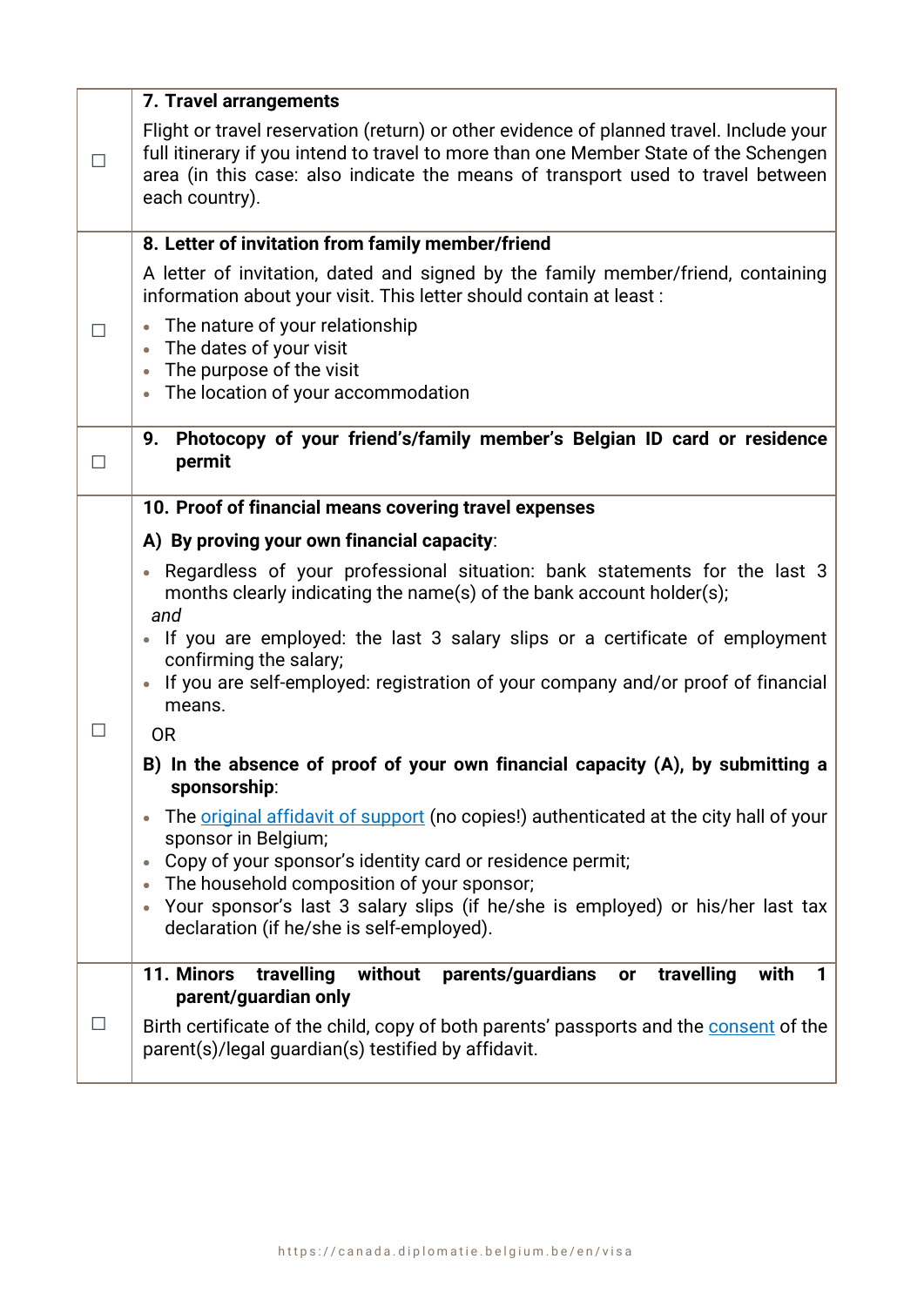| | |
|---|---|
| ☐ | **7. Travel arrangements**<br><br>Flight or travel reservation (return) or other evidence of planned travel. Include your full itinerary if you intend to travel to more than one Member State of the Schengen area (in this case: also indicate the means of transport used to travel between each country). |
| ☐ | **8. Letter of invitation from family member/friend**<br><br>A letter of invitation, dated and signed by the family member/friend, containing information about your visit. This letter should contain at least :<br>• The nature of your relationship<br>• The dates of your visit<br>• The purpose of the visit<br>• The location of your accommodation |
| ☐ | **9. Photocopy of your friend's/family member's Belgian ID card or residence permit** |
| ☐ | **10. Proof of financial means covering travel expenses**<br><br>**A) By proving your own financial capacity**:<br>• Regardless of your professional situation: bank statements for the last 3 months clearly indicating the name(s) of the bank account holder(s);<br>*and*<br>• If you are employed: the last 3 salary slips or a certificate of employment confirming the salary;<br>• If you are self-employed: registration of your company and/or proof of financial means.<br><br>OR<br><br>**B) In the absence of proof of your own financial capacity (A), by submitting a sponsorship**:<br>• The original affidavit of support (no copies!) authenticated at the city hall of your sponsor in Belgium;<br>• Copy of your sponsor's identity card or residence permit;<br>• The household composition of your sponsor;<br>• Your sponsor's last 3 salary slips (if he/she is employed) or his/her last tax declaration (if he/she is self-employed). |
| ☐ | **11. Minors travelling without parents/guardians or travelling with 1 parent/guardian only**<br><br>Birth certificate of the child, copy of both parents' passports and the consent of the parent(s)/legal guardian(s) testified by affidavit. |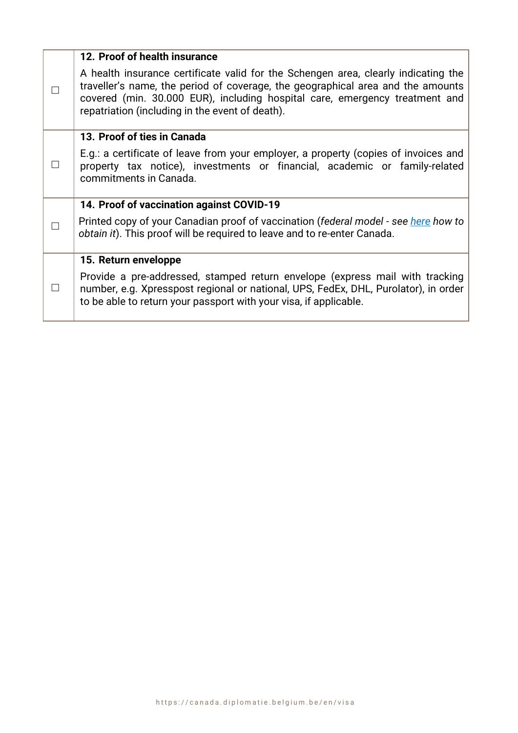| | |
|---|---|
| ☐ | **12. Proof of health insurance**<br><br>A health insurance certificate valid for the Schengen area, clearly indicating the traveller's name, the period of coverage, the geographical area and the amounts covered (min. 30.000 EUR), including hospital care, emergency treatment and repatriation (including in the event of death). |
| ☐ | **13. Proof of ties in Canada**<br><br>E.g.: a certificate of leave from your employer, a property (copies of invoices and property tax notice), investments or financial, academic or family-related commitments in Canada. |
| ☐ | **14. Proof of vaccination against COVID-19**<br><br>Printed copy of your Canadian proof of vaccination (*federal model - see here how to obtain it*). This proof will be required to leave and to re-enter Canada. |
| ☐ | **15. Return enveloppe**<br><br>Provide a pre-addressed, stamped return envelope (express mail with tracking number, e.g. Xpresspost regional or national, UPS, FedEx, DHL, Purolator), in order to be able to return your passport with your visa, if applicable. |